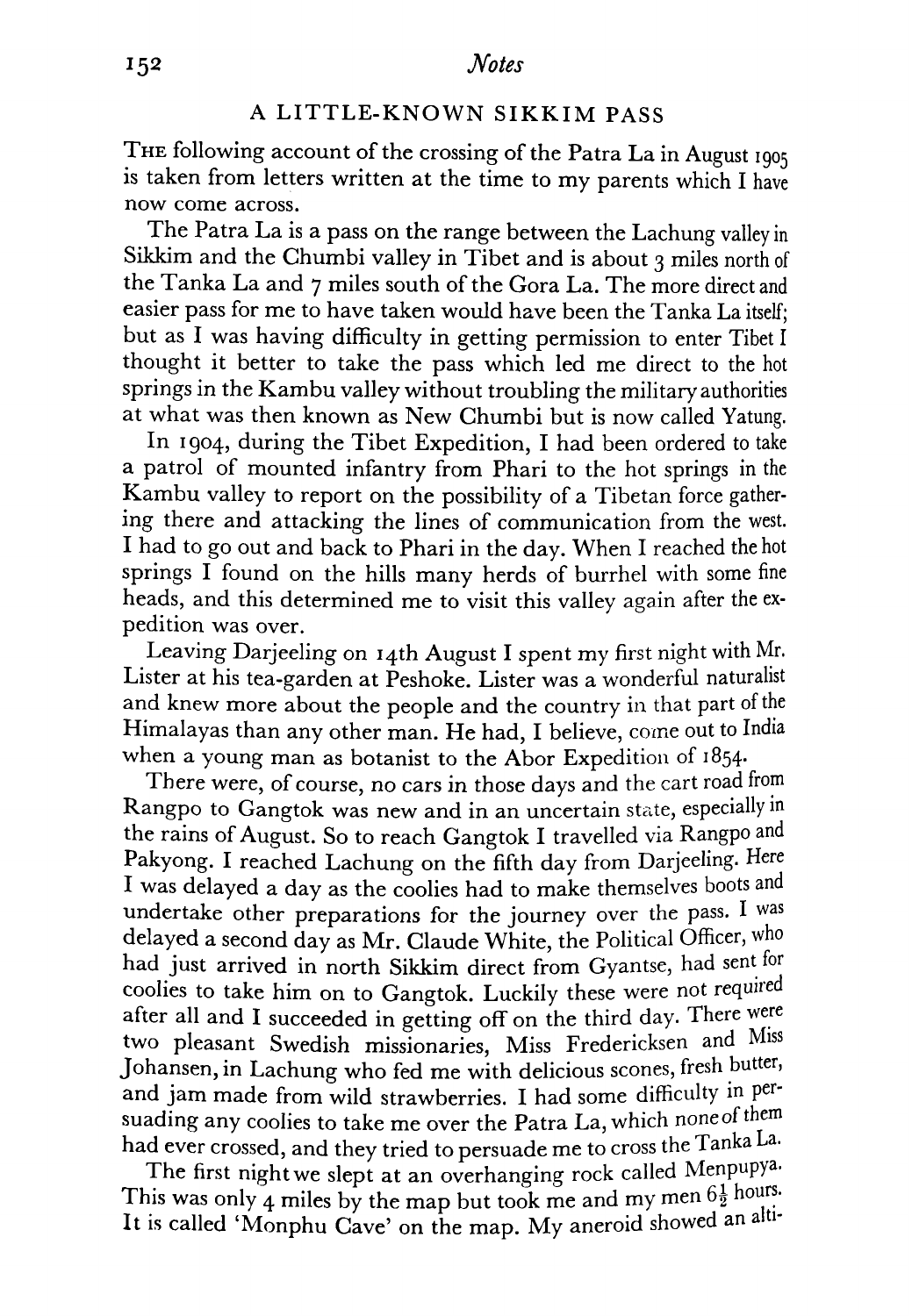## A LITTLE-KNOWN SIKKIM PASS

The following account of the crossing of the Patra La in August 1905 is taken from letters written at the time to my parents which I have now come across.

The Patra La is a pass on the range between the Lachung valley in Sikkim and the Chumbi valley in Tibet and is about 3 miles north of the Tanka La and 7 miles south of the Gora La. The more direct and easier pass for me to have taken would have been the Tanka La itself; but as I was having difficulty in getting permission to enter Tibet I thought it better to take the pass which led me direct to the hot springs in the Kambu valley without troubling the military authorities at what was then known as New Chumbi but is now called Yatung.

In 1904, during the Tibet Expedition, I had been ordered to take a patrol of mounted infantry from Phari to the hot springs in the Kambu valley to report on the possibility of a Tibetan force gathering there and attacking the lines of communication from the west. I had to go out and back to Phari in the day. When I reached the hot springs I found on the hills many herds of burrhel with some fine heads, and this determined me to visit this valley again after the expedition was over.

Leaving Darjeeling on 14th August I spent my first night with Mr. Lister at his tea-garden at Peshoke. Lister was a wonderful naturalist and knew more about the people and the country in that part of the Himalayas than any other man. He had, I believe, come out to India when a young man as botanist to the Abor Expedition of 1854.

There were, of course, no cars in those days and the cart road from Rangpo to Gangtok was new and in an uncertain state, especially in the rains of August. So to reach Gangtok I travelled via Rangpo and Pakyong. I reached Lachung on the fifth day from Darjeeling. Here I was delayed a day as the coolies had to make themselves boots and undertake other preparations for the journey over the pass. I was delayed a second day as Mr. Claude White, the Political Officer, who had just arrived in north Sikkim direct from Gyantse, had sent for coolies to take him on to Gangtok. Luckily these were not required after all and I succeeded in getting off on the third day. There were two pleasant Swedish missionaries, Miss Fredericksen and Miss Johansen, in Lachung who fed me with delicious scones, fresh butter, and jam made from wild strawberries. I had some difficulty in persuading any coolies to take me over the Patra La, which none of them had ever crossed, and they tried to persuade me to cross the Tanka La.

The first night we slept at an overhanging rock called Menpupya. This was only 4 miles by the map but took me and my men 6½ hours. It is called 'Monphu Cave' on the map. My aneroid showed an alti-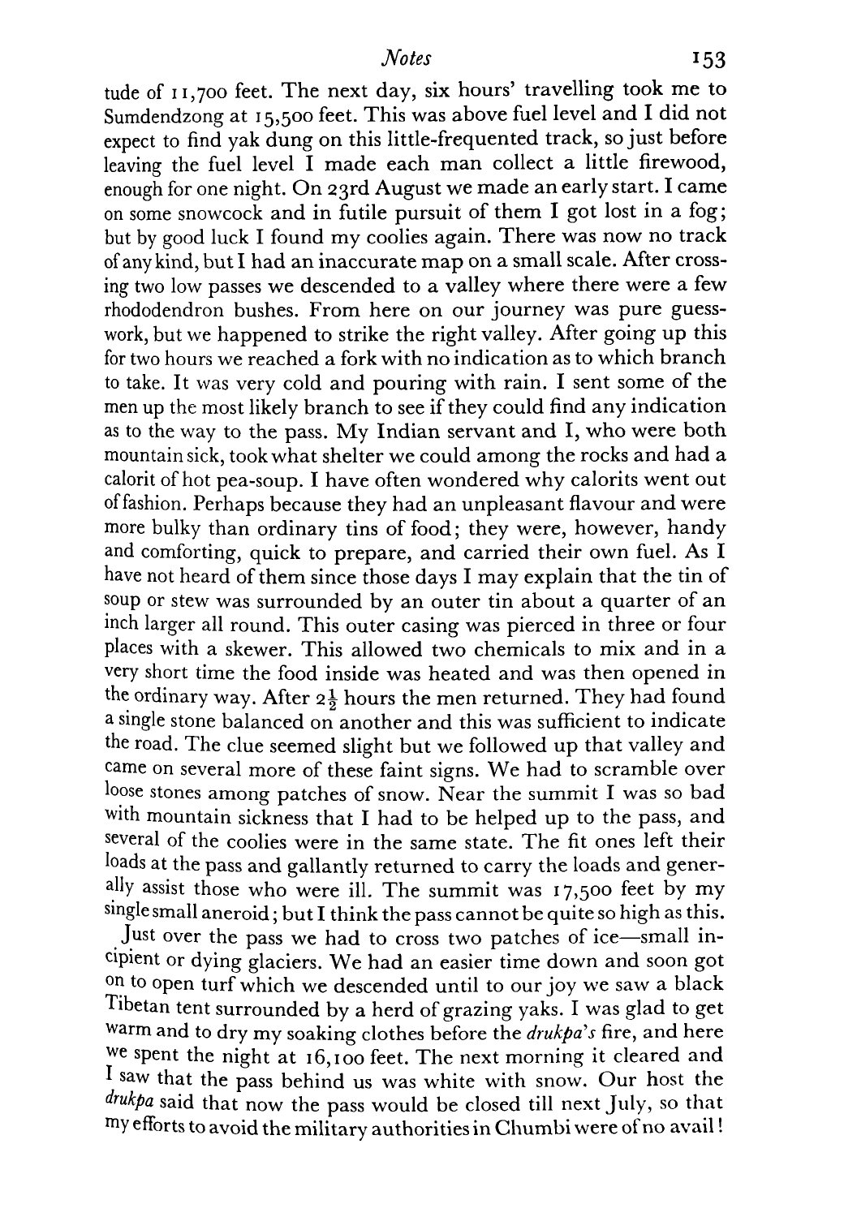tude of 11,700 feet. The next day, six hours' travelling took me to Sumdendzong at 15,500 feet. This was above fuel level and I did not expect to find yak dung on this little-frequented track, so just before leaving the fuel level I made each man collect a little firewood, enough for one night. On 23rd August we made an early start. I came on some snowcock and in futile pursuit of them I got lost in a fog; but by good luck I found my coolies again. There was now no track of any kind, but I had an inaccurate map on a small scale. After crossing two low passes we descended to a valley where there were a few rhododendron bushes. From here on our journey was pure guesswork, but we happened to strike the right valley. After going up this for two hours we reached a fork with no indication as to which branch to take. It was very cold and pouring with rain. I sent some of the men up the most likely branch to see if they could find any indication as to the way to the pass. My Indian servant and I, who were both mountain sick, took what shelter we could among the rocks and had a calorit of hot pea-soup. I have often wondered why calorits went out of fashion. Perhaps because they had an unpleasant flavour and were more bulky than ordinary tins of food; they were, however, handy and comforting, quick to prepare, and carried their own fuel. As I have not heard of them since those days I may explain that the tin of soup or stew was surrounded by an outer tin about a quarter of an inch larger all round. This outer casing was pierced in three or four places with a skewer. This allowed two chemicals to mix and in a very short time the food inside was heated and was then opened in the ordinary way. After 2½ hours the men returned. They had found a single stone balanced on another and this was sufficient to indicate the road. The clue seemed slight but we followed up that valley and came on several more of these faint signs. We had to scramble over loose stones among patches of snow. Near the summit I was so bad with mountain sickness that I had to be helped up to the pass, and several of the coolies were in the same state. The fit ones left their loads at the pass and gallantly returned to carry the loads and generally assist those who were ill. The summit was 17,500 feet by my single small aneroid; but I think the pass cannot be quite so high as this.

Just over the pass we had to cross two patches of ice—small incipient or dying glaciers. We had an easier time down and soon got on to open turf which we descended until to our joy we saw a black Tibetan tent surrounded by a herd of grazing yaks. I was glad to get warm and to dry my soaking clothes before the *drukpa's* fire, and here we spent the night at 16,100 feet. The next morning it cleared and I saw that the pass behind us was white with snow. Our host the *drukpa* said that now the pass would be closed till next July, so that my efforts to avoid the military authorities in Chumbi were of no avail!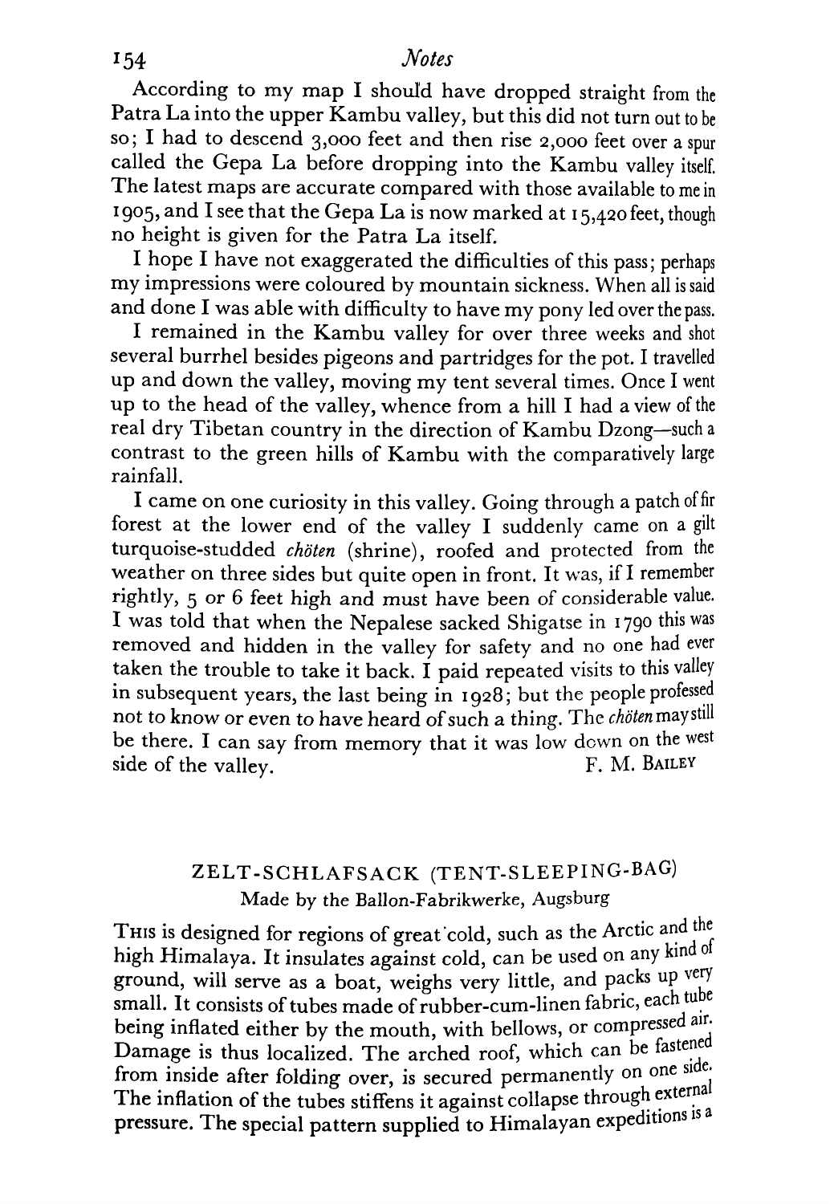According to my map I should have dropped straight from the Patra La into the upper Kambu valley, but this did not turn out to be so; I had to descend 3,000 feet and then rise 2,000 feet over a spur called the Gepa La before dropping into the Kambu valley itself. The latest maps are accurate compared with those available to me in 1905, and I see that the Gepa La is now marked at 15,420 feet, though no height is given for the Patra La itself.

I hope I have not exaggerated the difficulties of this pass; perhaps my impressions were coloured by mountain sickness. When all is said and done I was able with difficulty to have my pony led over the pass.

I remained in the Kambu valley for over three weeks and shot several burrhel besides pigeons and partridges for the pot. I travelled up and down the valley, moving my tent several times. Once I went up to the head of the valley, whence from a hill I had a view of the real dry Tibetan country in the direction of Kambu Dzong—such a contrast to the green hills of Kambu with the comparatively large rainfall.

I came on one curiosity in this valley. Going through a patch of fir forest at the lower end of the valley I suddenly came on a gilt turquoise-studded *chöten* (shrine), roofed and protected from the weather on three sides but quite open in front. It was, if I remember rightly, 5 or 6 feet high and must have been of considerable value. I was told that when the Nepalese sacked Shigatse in 1790 this was removed and hidden in the valley for safety and no one had ever taken the trouble to take it back. I paid repeated visits to this valley in subsequent years, the last being in 1928; but the people professed not to know or even to have heard of such a thing. The *chöten* may still be there. I can say from memory that it was low down on the west side of the valley.

F. M. Bailey

## ZELT-SCHLAFSACK (TENT-SLEEPING-BAG)

Made by the Ballon-Fabrikwerke, Augsburg

This is designed for regions of great cold, such as the Arctic and the high Himalaya. It insulates against cold, can be used on any kind of ground, will serve as a boat, weighs very little, and packs up very small. It consists of tubes made of rubber-cum-linen fabric, each tube being inflated either by the mouth, with bellows, or compressed air. Damage is thus localized. The arched roof, which can be fastened from inside after folding over, is secured permanently on one side. The inflation of the tubes stiffens it against collapse through external pressure. The special pattern supplied to Himalayan expeditions is a